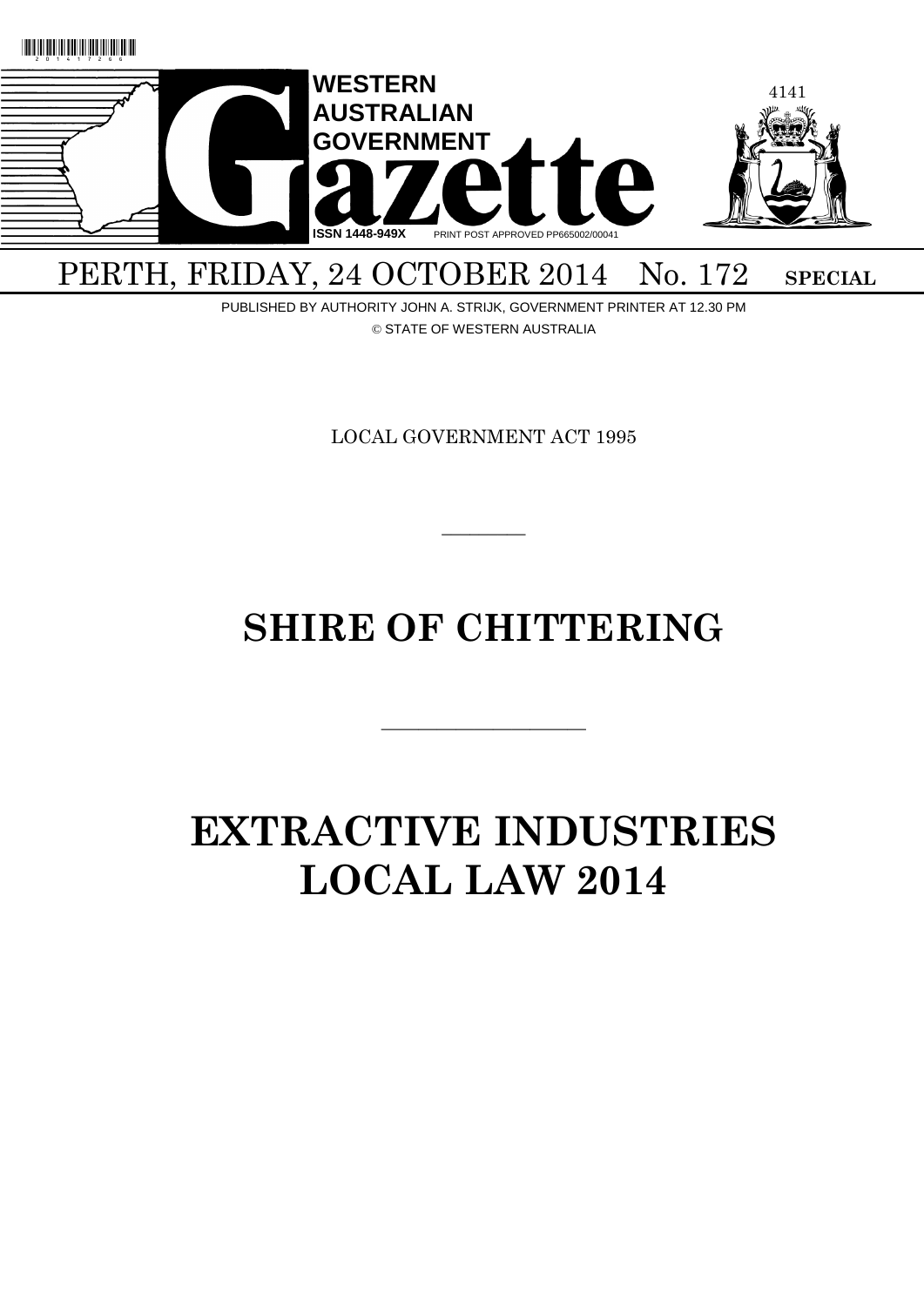WESTERN AUSTRALIAN GOVERNMENT

# Gazette

ISSN 1448-949X PRINT POST APPROVED PP665002/00041

PERTH, FRIDAY, 24 OCTOBER 2014 No. 172 **SPECIAL**

PUBLISHED BY AUTHORITY JOHN A. STRIJK, GOVERNMENT PRINTER AT 12.30 PM

© STATE OF WESTERN AUSTRALIA

LOCAL GOVERNMENT ACT 1995

---

# SHIRE OF CHITTERING

---

# EXTRACTIVE INDUSTRIES LOCAL LAW 2014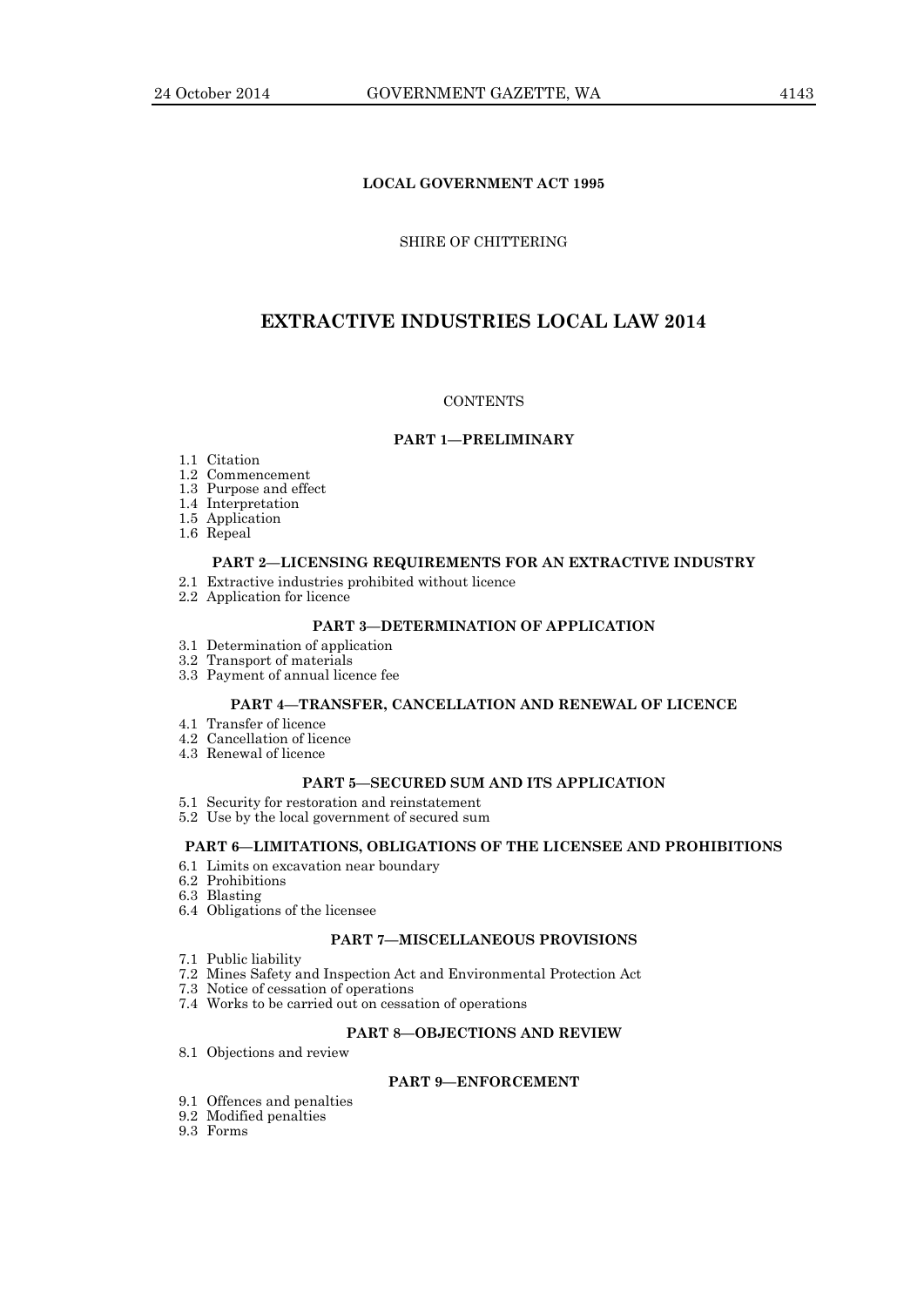LOCAL GOVERNMENT ACT 1995

SHIRE OF CHITTERING

# EXTRACTIVE INDUSTRIES LOCAL LAW 2014

CONTENTS

**PART 1—PRELIMINARY**

1.1 Citation
1.2 Commencement
1.3 Purpose and effect
1.4 Interpretation
1.5 Application
1.6 Repeal

**PART 2—LICENSING REQUIREMENTS FOR AN EXTRACTIVE INDUSTRY**

2.1 Extractive industries prohibited without licence
2.2 Application for licence

**PART 3—DETERMINATION OF APPLICATION**

3.1 Determination of application
3.2 Transport of materials
3.3 Payment of annual licence fee

**PART 4—TRANSFER, CANCELLATION AND RENEWAL OF LICENCE**

4.1 Transfer of licence
4.2 Cancellation of licence
4.3 Renewal of licence

**PART 5—SECURED SUM AND ITS APPLICATION**

5.1 Security for restoration and reinstatement
5.2 Use by the local government of secured sum

**PART 6—LIMITATIONS, OBLIGATIONS OF THE LICENSEE AND PROHIBITIONS**

6.1 Limits on excavation near boundary
6.2 Prohibitions
6.3 Blasting
6.4 Obligations of the licensee

**PART 7—MISCELLANEOUS PROVISIONS**

7.1 Public liability
7.2 Mines Safety and Inspection Act and Environmental Protection Act
7.3 Notice of cessation of operations
7.4 Works to be carried out on cessation of operations

**PART 8—OBJECTIONS AND REVIEW**

8.1 Objections and review

**PART 9—ENFORCEMENT**

9.1 Offences and penalties
9.2 Modified penalties
9.3 Forms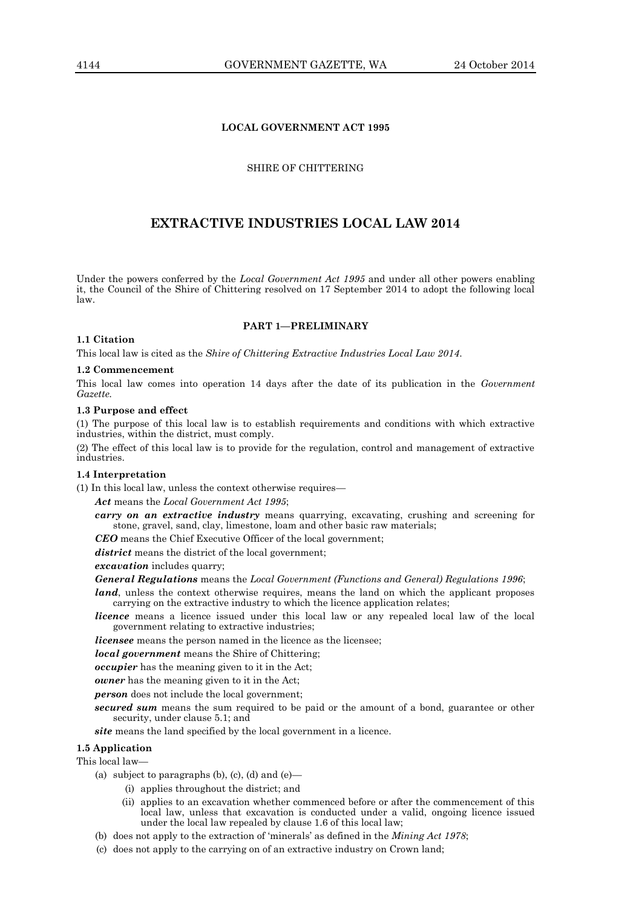**LOCAL GOVERNMENT ACT 1995**

SHIRE OF CHITTERING

# EXTRACTIVE INDUSTRIES LOCAL LAW 2014

Under the powers conferred by the *Local Government Act 1995* and under all other powers enabling it, the Council of the Shire of Chittering resolved on 17 September 2014 to adopt the following local law.

## PART 1—PRELIMINARY

### 1.1 Citation

This local law is cited as the *Shire of Chittering Extractive Industries Local Law 2014*.

### 1.2 Commencement

This local law comes into operation 14 days after the date of its publication in the *Government Gazette*.

### 1.3 Purpose and effect

(1) The purpose of this local law is to establish requirements and conditions with which extractive industries, within the district, must comply.

(2) The effect of this local law is to provide for the regulation, control and management of extractive industries.

### 1.4 Interpretation

(1) In this local law, unless the context otherwise requires—

***Act*** means the *Local Government Act 1995*;

***carry on an extractive industry*** means quarrying, excavating, crushing and screening for stone, gravel, sand, clay, limestone, loam and other basic raw materials;

***CEO*** means the Chief Executive Officer of the local government;

***district*** means the district of the local government;

***excavation*** includes quarry;

***General Regulations*** means the *Local Government (Functions and General) Regulations 1996*;

***land***, unless the context otherwise requires, means the land on which the applicant proposes carrying on the extractive industry to which the licence application relates;

***licence*** means a licence issued under this local law or any repealed local law of the local government relating to extractive industries;

***licensee*** means the person named in the licence as the licensee;

***local government*** means the Shire of Chittering;

***occupier*** has the meaning given to it in the Act;

***owner*** has the meaning given to it in the Act;

***person*** does not include the local government;

***secured sum*** means the sum required to be paid or the amount of a bond, guarantee or other security, under clause 5.1; and

***site*** means the land specified by the local government in a licence.

### 1.5 Application

This local law—

(a) subject to paragraphs (b), (c), (d) and (e)—

 (i) applies throughout the district; and

 (ii) applies to an excavation whether commenced before or after the commencement of this local law, unless that excavation is conducted under a valid, ongoing licence issued under the local law repealed by clause 1.6 of this local law;

(b) does not apply to the extraction of 'minerals' as defined in the *Mining Act 1978*;

(c) does not apply to the carrying on of an extractive industry on Crown land;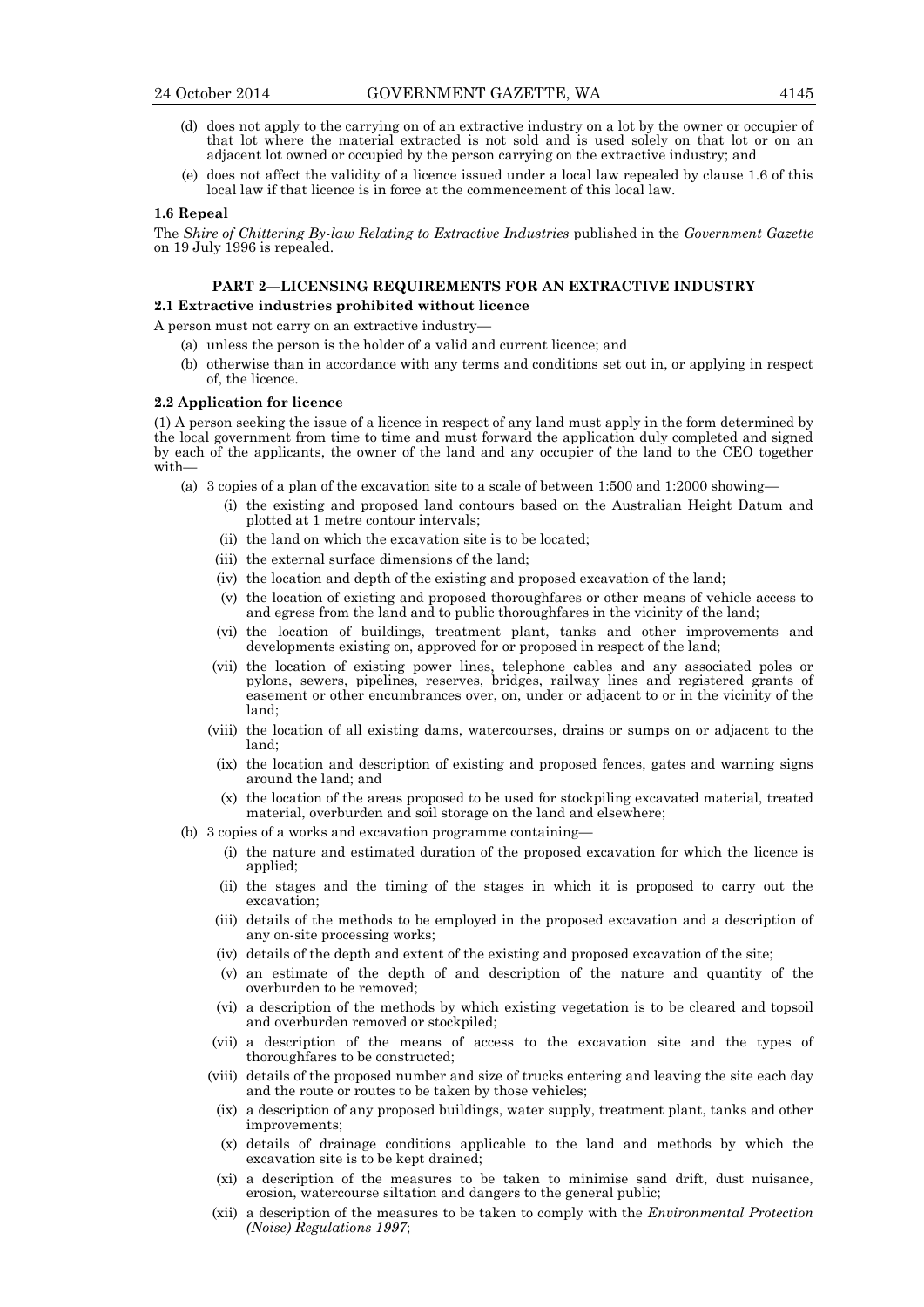(d) does not apply to the carrying on of an extractive industry on a lot by the owner or occupier of that lot where the material extracted is not sold and is used solely on that lot or on an adjacent lot owned or occupied by the person carrying on the extractive industry; and

(e) does not affect the validity of a licence issued under a local law repealed by clause 1.6 of this local law if that licence is in force at the commencement of this local law.

**1.6 Repeal**

The *Shire of Chittering By-law Relating to Extractive Industries* published in the *Government Gazette* on 19 July 1996 is repealed.

## PART 2—LICENSING REQUIREMENTS FOR AN EXTRACTIVE INDUSTRY

**2.1 Extractive industries prohibited without licence**

A person must not carry on an extractive industry—

(a) unless the person is the holder of a valid and current licence; and

(b) otherwise than in accordance with any terms and conditions set out in, or applying in respect of, the licence.

**2.2 Application for licence**

(1) A person seeking the issue of a licence in respect of any land must apply in the form determined by the local government from time to time and must forward the application duly completed and signed by each of the applicants, the owner of the land and any occupier of the land to the CEO together with—

(a) 3 copies of a plan of the excavation site to a scale of between 1:500 and 1:2000 showing—

(i) the existing and proposed land contours based on the Australian Height Datum and plotted at 1 metre contour intervals;

(ii) the land on which the excavation site is to be located;

(iii) the external surface dimensions of the land;

(iv) the location and depth of the existing and proposed excavation of the land;

(v) the location of existing and proposed thoroughfares or other means of vehicle access to and egress from the land and to public thoroughfares in the vicinity of the land;

(vi) the location of buildings, treatment plant, tanks and other improvements and developments existing on, approved for or proposed in respect of the land;

(vii) the location of existing power lines, telephone cables and any associated poles or pylons, sewers, pipelines, reserves, bridges, railway lines and registered grants of easement or other encumbrances over, on, under or adjacent to or in the vicinity of the land;

(viii) the location of all existing dams, watercourses, drains or sumps on or adjacent to the land;

(ix) the location and description of existing and proposed fences, gates and warning signs around the land; and

(x) the location of the areas proposed to be used for stockpiling excavated material, treated material, overburden and soil storage on the land and elsewhere;

(b) 3 copies of a works and excavation programme containing—

(i) the nature and estimated duration of the proposed excavation for which the licence is applied;

(ii) the stages and the timing of the stages in which it is proposed to carry out the excavation;

(iii) details of the methods to be employed in the proposed excavation and a description of any on-site processing works;

(iv) details of the depth and extent of the existing and proposed excavation of the site;

(v) an estimate of the depth of and description of the nature and quantity of the overburden to be removed;

(vi) a description of the methods by which existing vegetation is to be cleared and topsoil and overburden removed or stockpiled;

(vii) a description of the means of access to the excavation site and the types of thoroughfares to be constructed;

(viii) details of the proposed number and size of trucks entering and leaving the site each day and the route or routes to be taken by those vehicles;

(ix) a description of any proposed buildings, water supply, treatment plant, tanks and other improvements;

(x) details of drainage conditions applicable to the land and methods by which the excavation site is to be kept drained;

(xi) a description of the measures to be taken to minimise sand drift, dust nuisance, erosion, watercourse siltation and dangers to the general public;

(xii) a description of the measures to be taken to comply with the *Environmental Protection (Noise) Regulations 1997*;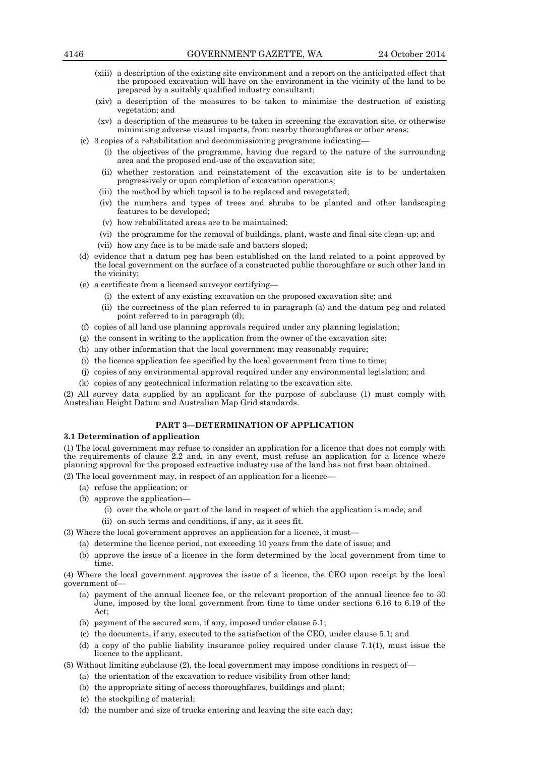(xiii) a description of the existing site environment and a report on the anticipated effect that the proposed excavation will have on the environment in the vicinity of the land to be prepared by a suitably qualified industry consultant;

(xiv) a description of the measures to be taken to minimise the destruction of existing vegetation; and

(xv) a description of the measures to be taken in screening the excavation site, or otherwise minimising adverse visual impacts, from nearby thoroughfares or other areas;

(c) 3 copies of a rehabilitation and decommissioning programme indicating—

(i) the objectives of the programme, having due regard to the nature of the surrounding area and the proposed end-use of the excavation site;

(ii) whether restoration and reinstatement of the excavation site is to be undertaken progressively or upon completion of excavation operations;

(iii) the method by which topsoil is to be replaced and revegetated;

(iv) the numbers and types of trees and shrubs to be planted and other landscaping features to be developed;

(v) how rehabilitated areas are to be maintained;

(vi) the programme for the removal of buildings, plant, waste and final site clean-up; and

(vii) how any face is to be made safe and batters sloped;

(d) evidence that a datum peg has been established on the land related to a point approved by the local government on the surface of a constructed public thoroughfare or such other land in the vicinity;

(e) a certificate from a licensed surveyor certifying—

(i) the extent of any existing excavation on the proposed excavation site; and

(ii) the correctness of the plan referred to in paragraph (a) and the datum peg and related point referred to in paragraph (d);

(f) copies of all land use planning approvals required under any planning legislation;

(g) the consent in writing to the application from the owner of the excavation site;

(h) any other information that the local government may reasonably require;

(i) the licence application fee specified by the local government from time to time;

(j) copies of any environmental approval required under any environmental legislation; and

(k) copies of any geotechnical information relating to the excavation site.

(2) All survey data supplied by an applicant for the purpose of subclause (1) must comply with Australian Height Datum and Australian Map Grid standards.

## PART 3—DETERMINATION OF APPLICATION

### 3.1 Determination of application

(1) The local government may refuse to consider an application for a licence that does not comply with the requirements of clause 2.2 and, in any event, must refuse an application for a licence where planning approval for the proposed extractive industry use of the land has not first been obtained.

(2) The local government may, in respect of an application for a licence—

(a) refuse the application; or

(b) approve the application—

(i) over the whole or part of the land in respect of which the application is made; and

(ii) on such terms and conditions, if any, as it sees fit.

(3) Where the local government approves an application for a licence, it must—

(a) determine the licence period, not exceeding 10 years from the date of issue; and

(b) approve the issue of a licence in the form determined by the local government from time to time.

(4) Where the local government approves the issue of a licence, the CEO upon receipt by the local government of—

(a) payment of the annual licence fee, or the relevant proportion of the annual licence fee to 30 June, imposed by the local government from time to time under sections 6.16 to 6.19 of the Act;

(b) payment of the secured sum, if any, imposed under clause 5.1;

(c) the documents, if any, executed to the satisfaction of the CEO, under clause 5.1; and

(d) a copy of the public liability insurance policy required under clause 7.1(1), must issue the licence to the applicant.

(5) Without limiting subclause (2), the local government may impose conditions in respect of—

(a) the orientation of the excavation to reduce visibility from other land;

(b) the appropriate siting of access thoroughfares, buildings and plant;

(c) the stockpiling of material;

(d) the number and size of trucks entering and leaving the site each day;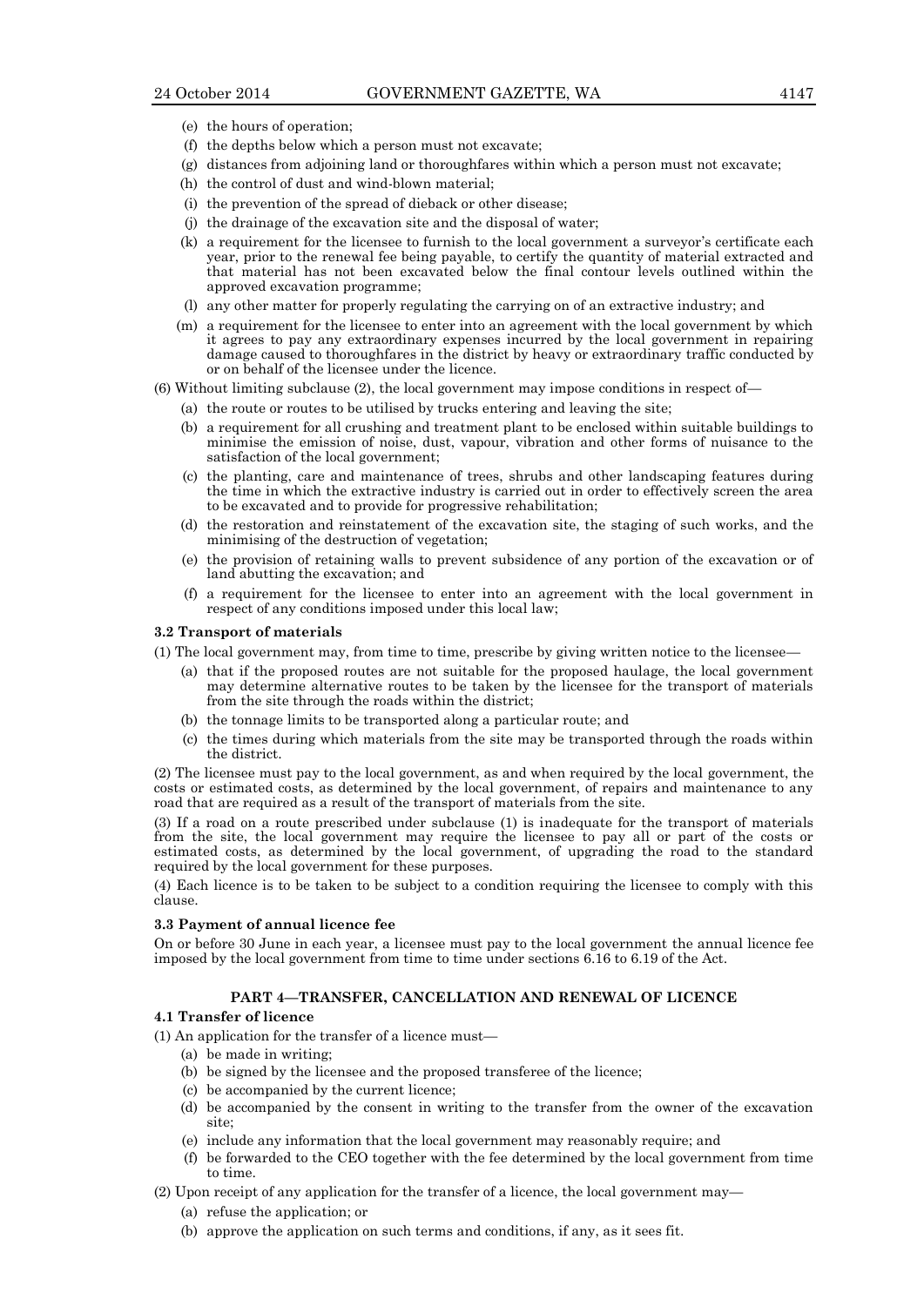(e) the hours of operation;

(f) the depths below which a person must not excavate;

(g) distances from adjoining land or thoroughfares within which a person must not excavate;

(h) the control of dust and wind-blown material;

(i) the prevention of the spread of dieback or other disease;

(j) the drainage of the excavation site and the disposal of water;

(k) a requirement for the licensee to furnish to the local government a surveyor's certificate each year, prior to the renewal fee being payable, to certify the quantity of material extracted and that material has not been excavated below the final contour levels outlined within the approved excavation programme;

(l) any other matter for properly regulating the carrying on of an extractive industry; and

(m) a requirement for the licensee to enter into an agreement with the local government by which it agrees to pay any extraordinary expenses incurred by the local government in repairing damage caused to thoroughfares in the district by heavy or extraordinary traffic conducted by or on behalf of the licensee under the licence.

(6) Without limiting subclause (2), the local government may impose conditions in respect of—

(a) the route or routes to be utilised by trucks entering and leaving the site;

(b) a requirement for all crushing and treatment plant to be enclosed within suitable buildings to minimise the emission of noise, dust, vapour, vibration and other forms of nuisance to the satisfaction of the local government;

(c) the planting, care and maintenance of trees, shrubs and other landscaping features during the time in which the extractive industry is carried out in order to effectively screen the area to be excavated and to provide for progressive rehabilitation;

(d) the restoration and reinstatement of the excavation site, the staging of such works, and the minimising of the destruction of vegetation;

(e) the provision of retaining walls to prevent subsidence of any portion of the excavation or of land abutting the excavation; and

(f) a requirement for the licensee to enter into an agreement with the local government in respect of any conditions imposed under this local law;

**3.2 Transport of materials**

(1) The local government may, from time to time, prescribe by giving written notice to the licensee—

(a) that if the proposed routes are not suitable for the proposed haulage, the local government may determine alternative routes to be taken by the licensee for the transport of materials from the site through the roads within the district;

(b) the tonnage limits to be transported along a particular route; and

(c) the times during which materials from the site may be transported through the roads within the district.

(2) The licensee must pay to the local government, as and when required by the local government, the costs or estimated costs, as determined by the local government, of repairs and maintenance to any road that are required as a result of the transport of materials from the site.

(3) If a road on a route prescribed under subclause (1) is inadequate for the transport of materials from the site, the local government may require the licensee to pay all or part of the costs or estimated costs, as determined by the local government, of upgrading the road to the standard required by the local government for these purposes.

(4) Each licence is to be taken to be subject to a condition requiring the licensee to comply with this clause.

**3.3 Payment of annual licence fee**

On or before 30 June in each year, a licensee must pay to the local government the annual licence fee imposed by the local government from time to time under sections 6.16 to 6.19 of the Act.

## PART 4—TRANSFER, CANCELLATION AND RENEWAL OF LICENCE

**4.1 Transfer of licence**

(1) An application for the transfer of a licence must—

(a) be made in writing;

(b) be signed by the licensee and the proposed transferee of the licence;

(c) be accompanied by the current licence;

(d) be accompanied by the consent in writing to the transfer from the owner of the excavation site;

(e) include any information that the local government may reasonably require; and

(f) be forwarded to the CEO together with the fee determined by the local government from time to time.

(2) Upon receipt of any application for the transfer of a licence, the local government may—

(a) refuse the application; or

(b) approve the application on such terms and conditions, if any, as it sees fit.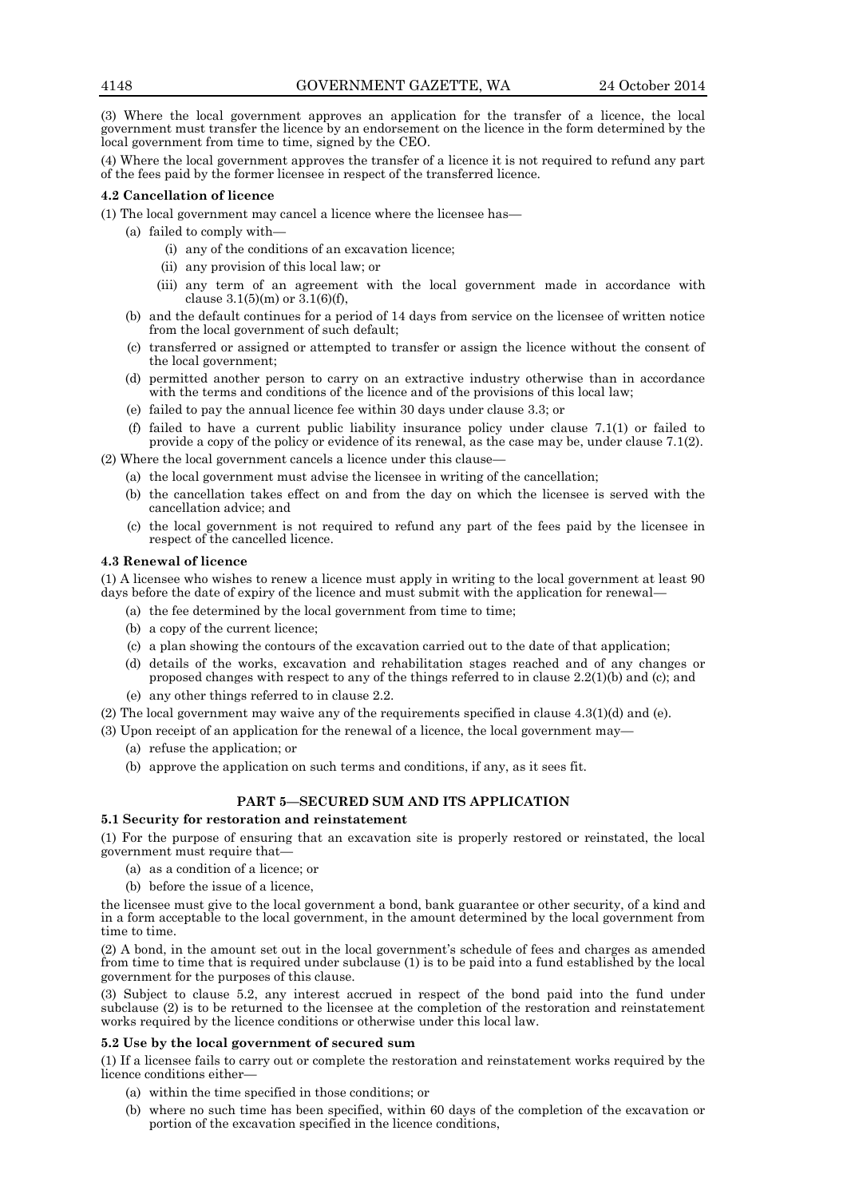(3) Where the local government approves an application for the transfer of a licence, the local government must transfer the licence by an endorsement on the licence in the form determined by the local government from time to time, signed by the CEO.

(4) Where the local government approves the transfer of a licence it is not required to refund any part of the fees paid by the former licensee in respect of the transferred licence.

**4.2 Cancellation of licence**

(1) The local government may cancel a licence where the licensee has—

- (a) failed to comply with—
  - (i) any of the conditions of an excavation licence;
  - (ii) any provision of this local law; or
  - (iii) any term of an agreement with the local government made in accordance with clause 3.1(5)(m) or 3.1(6)(f),
- (b) and the default continues for a period of 14 days from service on the licensee of written notice from the local government of such default;
- (c) transferred or assigned or attempted to transfer or assign the licence without the consent of the local government;
- (d) permitted another person to carry on an extractive industry otherwise than in accordance with the terms and conditions of the licence and of the provisions of this local law;
- (e) failed to pay the annual licence fee within 30 days under clause 3.3; or
- (f) failed to have a current public liability insurance policy under clause 7.1(1) or failed to provide a copy of the policy or evidence of its renewal, as the case may be, under clause 7.1(2).

(2) Where the local government cancels a licence under this clause—

- (a) the local government must advise the licensee in writing of the cancellation;
- (b) the cancellation takes effect on and from the day on which the licensee is served with the cancellation advice; and
- (c) the local government is not required to refund any part of the fees paid by the licensee in respect of the cancelled licence.

**4.3 Renewal of licence**

(1) A licensee who wishes to renew a licence must apply in writing to the local government at least 90 days before the date of expiry of the licence and must submit with the application for renewal—

- (a) the fee determined by the local government from time to time;
- (b) a copy of the current licence;
- (c) a plan showing the contours of the excavation carried out to the date of that application;
- (d) details of the works, excavation and rehabilitation stages reached and of any changes or proposed changes with respect to any of the things referred to in clause 2.2(1)(b) and (c); and
- (e) any other things referred to in clause 2.2.

(2) The local government may waive any of the requirements specified in clause 4.3(1)(d) and (e).

(3) Upon receipt of an application for the renewal of a licence, the local government may—

- (a) refuse the application; or
- (b) approve the application on such terms and conditions, if any, as it sees fit.

## PART 5—SECURED SUM AND ITS APPLICATION

**5.1 Security for restoration and reinstatement**

(1) For the purpose of ensuring that an excavation site is properly restored or reinstated, the local government must require that—

- (a) as a condition of a licence; or
- (b) before the issue of a licence,

the licensee must give to the local government a bond, bank guarantee or other security, of a kind and in a form acceptable to the local government, in the amount determined by the local government from time to time.

(2) A bond, in the amount set out in the local government's schedule of fees and charges as amended from time to time that is required under subclause (1) is to be paid into a fund established by the local government for the purposes of this clause.

(3) Subject to clause 5.2, any interest accrued in respect of the bond paid into the fund under subclause (2) is to be returned to the licensee at the completion of the restoration and reinstatement works required by the licence conditions or otherwise under this local law.

**5.2 Use by the local government of secured sum**

(1) If a licensee fails to carry out or complete the restoration and reinstatement works required by the licence conditions either—

- (a) within the time specified in those conditions; or
- (b) where no such time has been specified, within 60 days of the completion of the excavation or portion of the excavation specified in the licence conditions,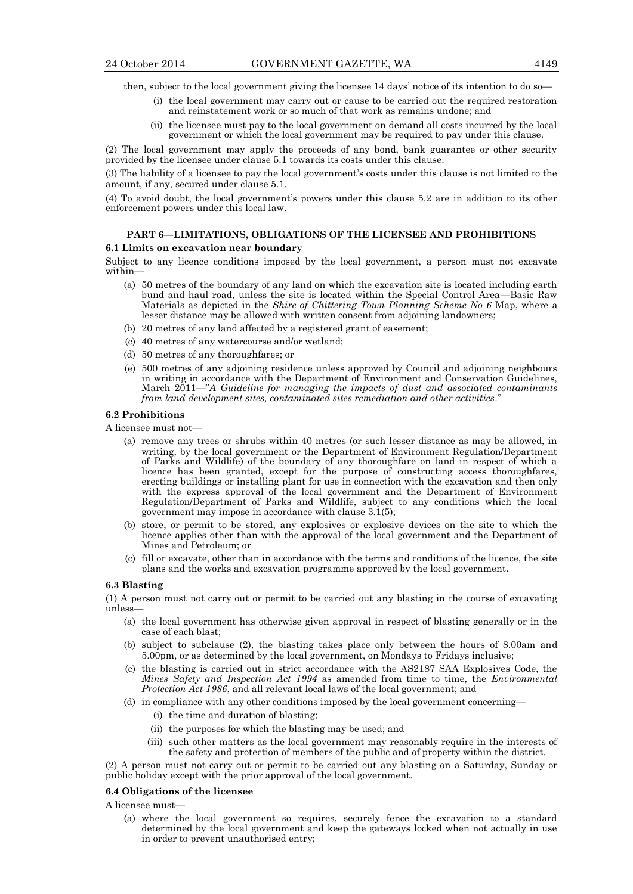then, subject to the local government giving the licensee 14 days' notice of its intention to do so—

(i) the local government may carry out or cause to be carried out the required restoration and reinstatement work or so much of that work as remains undone; and

(ii) the licensee must pay to the local government on demand all costs incurred by the local government or which the local government may be required to pay under this clause.

(2) The local government may apply the proceeds of any bond, bank guarantee or other security provided by the licensee under clause 5.1 towards its costs under this clause.

(3) The liability of a licensee to pay the local government's costs under this clause is not limited to the amount, if any, secured under clause 5.1.

(4) To avoid doubt, the local government's powers under this clause 5.2 are in addition to its other enforcement powers under this local law.

## PART 6—LIMITATIONS, OBLIGATIONS OF THE LICENSEE AND PROHIBITIONS

### 6.1 Limits on excavation near boundary

Subject to any licence conditions imposed by the local government, a person must not excavate within—

(a) 50 metres of the boundary of any land on which the excavation site is located including earth bund and haul road, unless the site is located within the Special Control Area—Basic Raw Materials as depicted in the *Shire of Chittering Town Planning Scheme No 6* Map, where a lesser distance may be allowed with written consent from adjoining landowners;

(b) 20 metres of any land affected by a registered grant of easement;

(c) 40 metres of any watercourse and/or wetland;

(d) 50 metres of any thoroughfares; or

(e) 500 metres of any adjoining residence unless approved by Council and adjoining neighbours in writing in accordance with the Department of Environment and Conservation Guidelines, March 2011—"*A Guideline for managing the impacts of dust and associated contaminants from land development sites, contaminated sites remediation and other activities*."

### 6.2 Prohibitions

A licensee must not—

(a) remove any trees or shrubs within 40 metres (or such lesser distance as may be allowed, in writing, by the local government or the Department of Environment Regulation/Department of Parks and Wildlife) of the boundary of any thoroughfare on land in respect of which a licence has been granted, except for the purpose of constructing access thoroughfares, erecting buildings or installing plant for use in connection with the excavation and then only with the express approval of the local government and the Department of Environment Regulation/Department of Parks and Wildlife, subject to any conditions which the local government may impose in accordance with clause 3.1(5);

(b) store, or permit to be stored, any explosives or explosive devices on the site to which the licence applies other than with the approval of the local government and the Department of Mines and Petroleum; or

(c) fill or excavate, other than in accordance with the terms and conditions of the licence, the site plans and the works and excavation programme approved by the local government.

### 6.3 Blasting

(1) A person must not carry out or permit to be carried out any blasting in the course of excavating unless—

(a) the local government has otherwise given approval in respect of blasting generally or in the case of each blast;

(b) subject to subclause (2), the blasting takes place only between the hours of 8.00am and 5.00pm, or as determined by the local government, on Mondays to Fridays inclusive;

(c) the blasting is carried out in strict accordance with the AS2187 SAA Explosives Code, the *Mines Safety and Inspection Act 1994* as amended from time to time, the *Environmental Protection Act 1986*, and all relevant local laws of the local government; and

(d) in compliance with any other conditions imposed by the local government concerning—

(i) the time and duration of blasting;

(ii) the purposes for which the blasting may be used; and

(iii) such other matters as the local government may reasonably require in the interests of the safety and protection of members of the public and of property within the district.

(2) A person must not carry out or permit to be carried out any blasting on a Saturday, Sunday or public holiday except with the prior approval of the local government.

### 6.4 Obligations of the licensee

A licensee must—

(a) where the local government so requires, securely fence the excavation to a standard determined by the local government and keep the gateways locked when not actually in use in order to prevent unauthorised entry;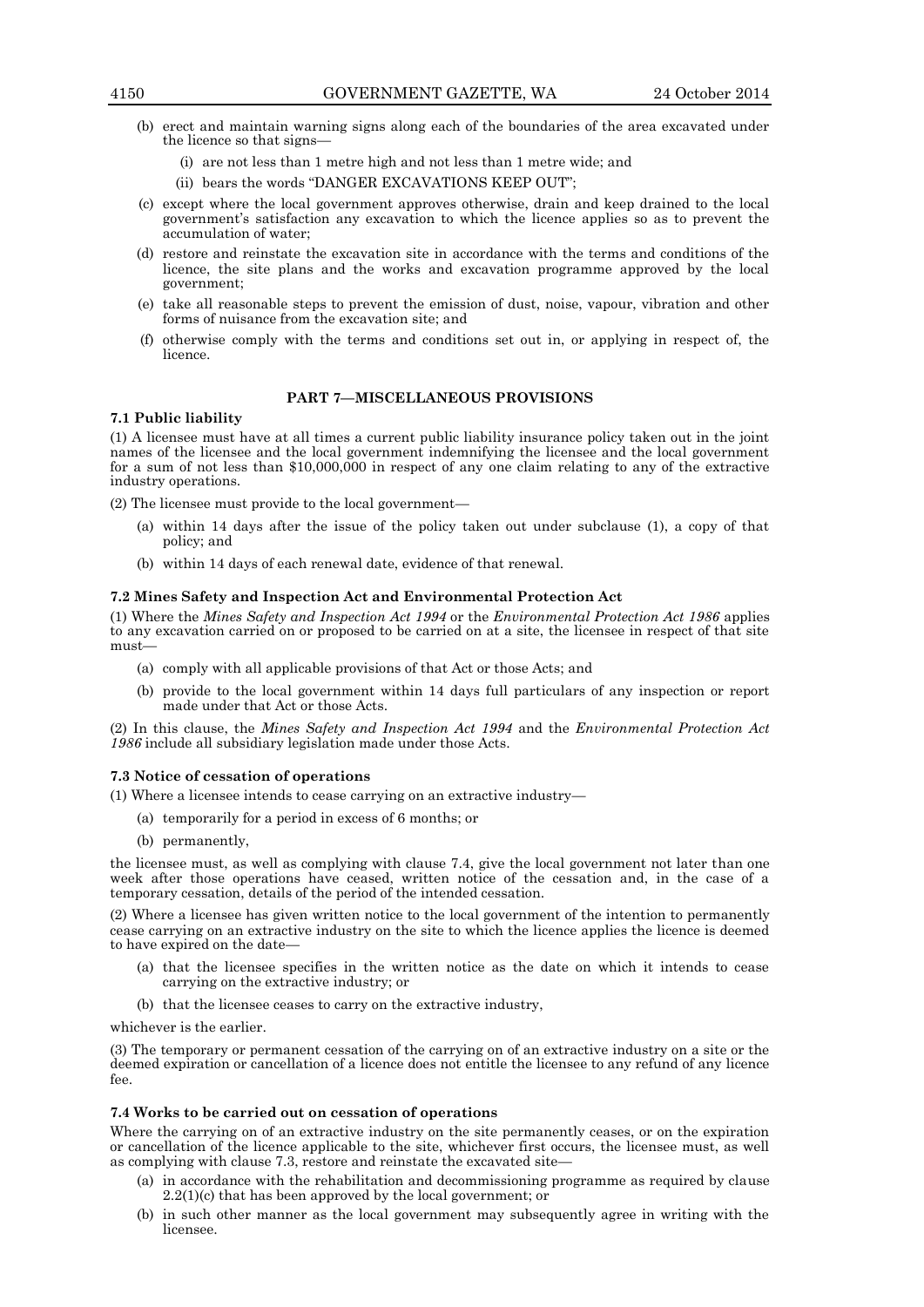(b) erect and maintain warning signs along each of the boundaries of the area excavated under the licence so that signs—

(i) are not less than 1 metre high and not less than 1 metre wide; and

(ii) bears the words "DANGER EXCAVATIONS KEEP OUT";

(c) except where the local government approves otherwise, drain and keep drained to the local government's satisfaction any excavation to which the licence applies so as to prevent the accumulation of water;

(d) restore and reinstate the excavation site in accordance with the terms and conditions of the licence, the site plans and the works and excavation programme approved by the local government;

(e) take all reasonable steps to prevent the emission of dust, noise, vapour, vibration and other forms of nuisance from the excavation site; and

(f) otherwise comply with the terms and conditions set out in, or applying in respect of, the licence.

## PART 7—MISCELLANEOUS PROVISIONS

**7.1 Public liability**

(1) A licensee must have at all times a current public liability insurance policy taken out in the joint names of the licensee and the local government indemnifying the licensee and the local government for a sum of not less than $10,000,000 in respect of any one claim relating to any of the extractive industry operations.

(2) The licensee must provide to the local government—

(a) within 14 days after the issue of the policy taken out under subclause (1), a copy of that policy; and

(b) within 14 days of each renewal date, evidence of that renewal.

**7.2 Mines Safety and Inspection Act and Environmental Protection Act**

(1) Where the *Mines Safety and Inspection Act 1994* or the *Environmental Protection Act 1986* applies to any excavation carried on or proposed to be carried on at a site, the licensee in respect of that site must—

(a) comply with all applicable provisions of that Act or those Acts; and

(b) provide to the local government within 14 days full particulars of any inspection or report made under that Act or those Acts.

(2) In this clause, the *Mines Safety and Inspection Act 1994* and the *Environmental Protection Act 1986* include all subsidiary legislation made under those Acts.

**7.3 Notice of cessation of operations**

(1) Where a licensee intends to cease carrying on an extractive industry—

(a) temporarily for a period in excess of 6 months; or

(b) permanently,

the licensee must, as well as complying with clause 7.4, give the local government not later than one week after those operations have ceased, written notice of the cessation and, in the case of a temporary cessation, details of the period of the intended cessation.

(2) Where a licensee has given written notice to the local government of the intention to permanently cease carrying on an extractive industry on the site to which the licence applies the licence is deemed to have expired on the date—

(a) that the licensee specifies in the written notice as the date on which it intends to cease carrying on the extractive industry; or

(b) that the licensee ceases to carry on the extractive industry,

whichever is the earlier.

(3) The temporary or permanent cessation of the carrying on of an extractive industry on a site or the deemed expiration or cancellation of a licence does not entitle the licensee to any refund of any licence fee.

**7.4 Works to be carried out on cessation of operations**

Where the carrying on of an extractive industry on the site permanently ceases, or on the expiration or cancellation of the licence applicable to the site, whichever first occurs, the licensee must, as well as complying with clause 7.3, restore and reinstate the excavated site—

(a) in accordance with the rehabilitation and decommissioning programme as required by clause 2.2(1)(c) that has been approved by the local government; or

(b) in such other manner as the local government may subsequently agree in writing with the licensee.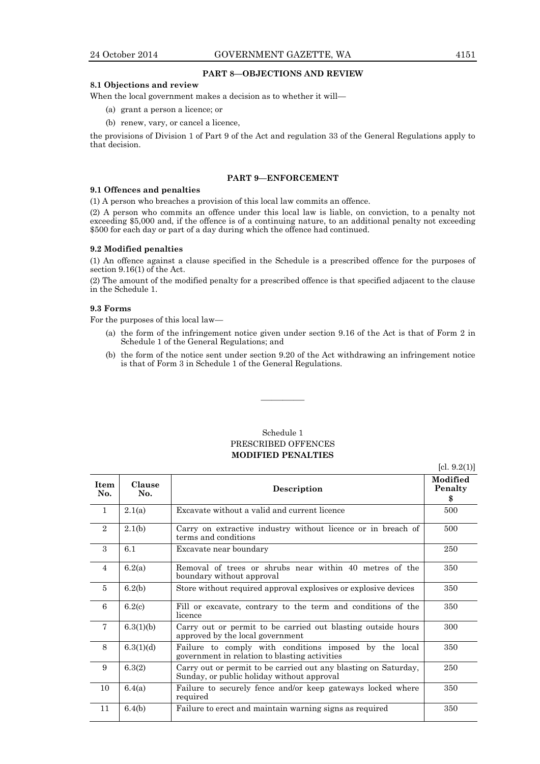## PART 8—OBJECTIONS AND REVIEW

### 8.1 Objections and review

When the local government makes a decision as to whether it will—

(a) grant a person a licence; or

(b) renew, vary, or cancel a licence,

the provisions of Division 1 of Part 9 of the Act and regulation 33 of the General Regulations apply to that decision.

## PART 9—ENFORCEMENT

### 9.1 Offences and penalties

(1) A person who breaches a provision of this local law commits an offence.

(2) A person who commits an offence under this local law is liable, on conviction, to a penalty not exceeding $5,000 and, if the offence is of a continuing nature, to an additional penalty not exceeding $500 for each day or part of a day during which the offence had continued.

### 9.2 Modified penalties

(1) An offence against a clause specified in the Schedule is a prescribed offence for the purposes of section 9.16(1) of the Act.

(2) The amount of the modified penalty for a prescribed offence is that specified adjacent to the clause in the Schedule 1.

### 9.3 Forms

For the purposes of this local law—

(a) the form of the infringement notice given under section 9.16 of the Act is that of Form 2 in Schedule 1 of the General Regulations; and

(b) the form of the notice sent under section 9.20 of the Act withdrawing an infringement notice is that of Form 3 in Schedule 1 of the General Regulations.

---

Schedule 1

PRESCRIBED OFFENCES

**MODIFIED PENALTIES**

[cl. 9.2(1)]

| Item No. | Clause No. | Description | Modified Penalty $ |
|---|---|---|---|
| 1 | 2.1(a) | Excavate without a valid and current licence | 500 |
| 2 | 2.1(b) | Carry on extractive industry without licence or in breach of terms and conditions | 500 |
| 3 | 6.1 | Excavate near boundary | 250 |
| 4 | 6.2(a) | Removal of trees or shrubs near within 40 metres of the boundary without approval | 350 |
| 5 | 6.2(b) | Store without required approval explosives or explosive devices | 350 |
| 6 | 6.2(c) | Fill or excavate, contrary to the term and conditions of the licence | 350 |
| 7 | 6.3(1)(b) | Carry out or permit to be carried out blasting outside hours approved by the local government | 300 |
| 8 | 6.3(1)(d) | Failure to comply with conditions imposed by the local government in relation to blasting activities | 350 |
| 9 | 6.3(2) | Carry out or permit to be carried out any blasting on Saturday, Sunday, or public holiday without approval | 250 |
| 10 | 6.4(a) | Failure to securely fence and/or keep gateways locked where required | 350 |
| 11 | 6.4(b) | Failure to erect and maintain warning signs as required | 350 |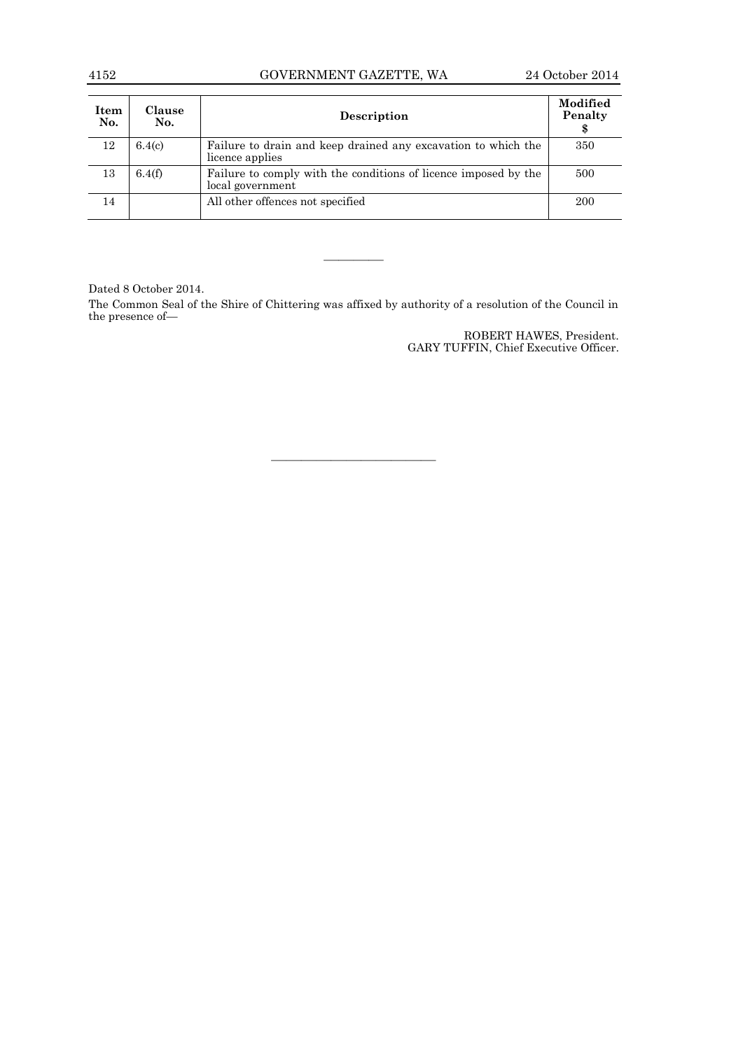| Item No. | Clause No. | Description | Modified Penalty $ |
|---|---|---|---|
| 12 | 6.4(c) | Failure to drain and keep drained any excavation to which the licence applies | 350 |
| 13 | 6.4(f) | Failure to comply with the conditions of licence imposed by the local government | 500 |
| 14 | | All other offences not specified | 200 |

———————

Dated 8 October 2014.

The Common Seal of the Shire of Chittering was affixed by authority of a resolution of the Council in the presence of—

ROBERT HAWES, President.
GARY TUFFIN, Chief Executive Officer.

———————————